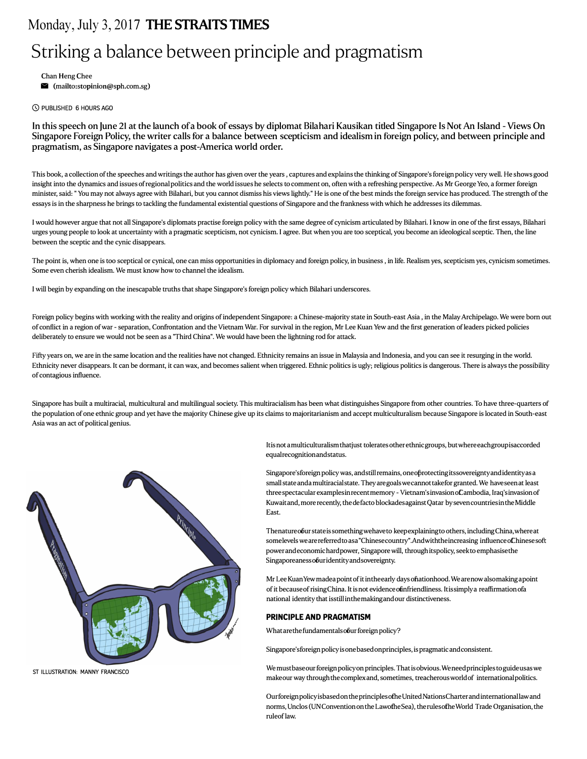Monday, July 3, 2017 **THE STRAITS TIMES**

# Striking a balance between principle and pragmatism

Chan Heng Chee
(mailto:stopinion@sph.com.sg)

PUBLISHED 6 HOURS AGO

**In this speech on June 21 at the launch of a book of essays by diplomat Bilahari Kausikan titled Singapore Is Not An Island - Views On Singapore Foreign Policy, the writer calls for a balance between scepticism and idealism in foreign policy, and between principle and pragmatism, as Singapore navigates a post-America world order.**

This book, a collection of the speeches and writings the author has given over the years , captures and explains the thinking of Singapore's foreign policy very well. He shows good insight into the dynamics and issues of regional politics and the world issues he selects to comment on, often with a refreshing perspective. As Mr George Yeo, a former foreign minister, said: " You may not always agree with Bilahari, but you cannot dismiss his views lightly." He is one of the best minds the foreign service has produced. The strength of the essays is in the sharpness he brings to tackling the fundamental existential questions of Singapore and the frankness with which he addresses its dilemmas.

I would however argue that not all Singapore's diplomats practise foreign policy with the same degree of cynicism articulated by Bilahari. I know in one of the first essays, Bilahari urges young people to look at uncertainty with a pragmatic scepticism, not cynicism. I agree. But when you are too sceptical, you become an ideological sceptic. Then, the line between the sceptic and the cynic disappears.

The point is, when one is too sceptical or cynical, one can miss opportunities in diplomacy and foreign policy, in business , in life. Realism yes, scepticism yes, cynicism sometimes. Some even cherish idealism. We must know how to channel the idealism.

I will begin by expanding on the inescapable truths that shape Singapore's foreign policy which Bilahari underscores.

Foreign policy begins with working with the reality and origins of independent Singapore: a Chinese-majority state in South-east Asia , in the Malay Archipelago. We were born out of conflict in a region of war - separation, Confrontation and the Vietnam War. For survival in the region, Mr Lee Kuan Yew and the first generation of leaders picked policies deliberately to ensure we would not be seen as a "Third China". We would have been the lightning rod for attack.

Fifty years on, we are in the same location and the realities have not changed. Ethnicity remains an issue in Malaysia and Indonesia, and you can see it resurging in the world. Ethnicity never disappears. It can be dormant, it can wax, and becomes salient when triggered. Ethnic politics is ugly; religious politics is dangerous. There is always the possibility of contagious influence.

Singapore has built a multiracial, multicultural and multilingual society. This multiracialism has been what distinguishes Singapore from other countries. To have three-quarters of the population of one ethnic group and yet have the majority Chinese give up its claims to majoritarianism and accept multiculturalism because Singapore is located in South-east Asia was an act of political genius.

ST ILLUSTRATION: MANNY FRANCISCO

It is not a multiculturalism that just tolerates other ethnic groups, but where each group is accorded equal recognition and status.

Singapore's foreign policy was, and still remains, one of protecting its sovereignty and identity as a small state and a multiracial state. They are goals we cannot take for granted. We have seen at least three spectacular examples in recent memory - Vietnam's invasion of Cambodia, Iraq's invasion of Kuwait and, more recently, the de facto blockades against Qatar by seven countries in the Middle East.

The nature of our state is something we have to keep explaining to others, including China, where at some levels we are referred to as a "Chinese country". And with the increasing influence of Chinese soft power and economic hard power, Singapore will, through its policy, seek to emphasise the Singaporeaness of our identity and sovereignty.

Mr Lee Kuan Yew made a point of it in the early days of nationhood. We are now also making a point of it because of rising China. It is not evidence of unfriendliness. It is simply a reaffirmation of a national identity that is still in the making and our distinctiveness.

## PRINCIPLE AND PRAGMATISM

What are the fundamentals of our foreign policy?

Singapore's foreign policy is one based on principles, is pragmatic and consistent.

We must base our foreign policy on principles. That is obvious. We need principles to guide us as we make our way through the complex and, sometimes, treacherous world of international politics.

Our foreign policy is based on the principles of the United Nations Charter and international law and norms, Unclos (UN Convention on the Law of the Sea), the rules of the World Trade Organisation, the rule of law.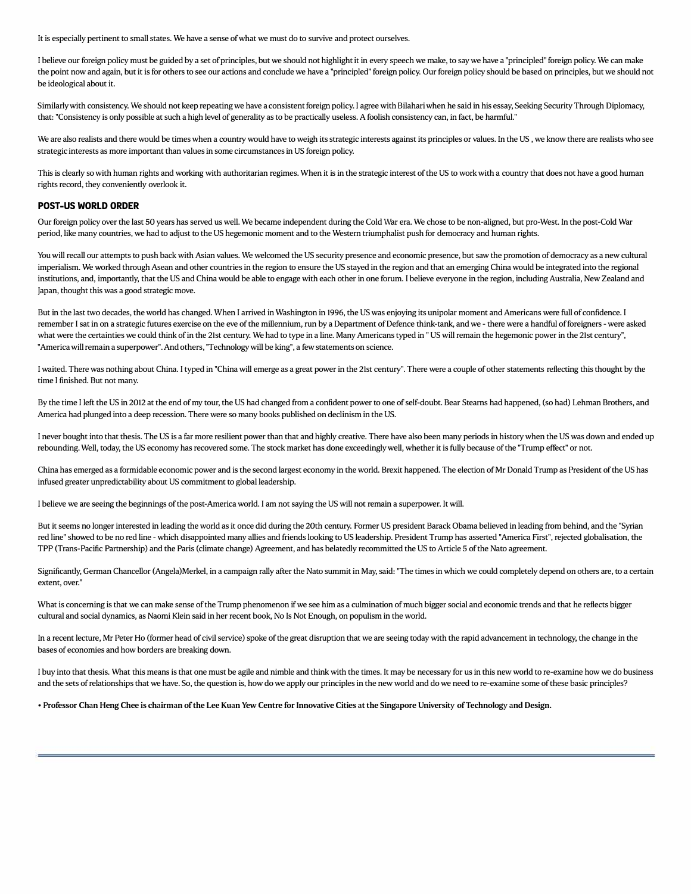It is especially pertinent to small states. We have a sense of what we must do to survive and protect ourselves.

I believe our foreign policy must be guided by a set of principles, but we should not highlight it in every speech we make, to say we have a "principled" foreign policy. We can make the point now and again, but it is for others to see our actions and conclude we have a "principled" foreign policy. Our foreign policy should be based on principles, but we should not be ideological about it.

Similarly with consistency. We should not keep repeating we have a consistent foreign policy. I agree with Bilahari when he said in his essay, Seeking Security Through Diplomacy, that: "Consistency is only possible at such a high level of generality as to be practically useless. A foolish consistency can, in fact, be harmful."

We are also realists and there would be times when a country would have to weigh its strategic interests against its principles or values. In the US , we know there are realists who see strategic interests as more important than values in some circumstances in US foreign policy.

This is clearly so with human rights and working with authoritarian regimes. When it is in the strategic interest of the US to work with a country that does not have a good human rights record, they conveniently overlook it.

## POST-US WORLD ORDER

Our foreign policy over the last 50 years has served us well. We became independent during the Cold War era. We chose to be non-aligned, but pro-West. In the post-Cold War period, like many countries, we had to adjust to the US hegemonic moment and to the Western triumphalist push for democracy and human rights.

You will recall our attempts to push back with Asian values. We welcomed the US security presence and economic presence, but saw the promotion of democracy as a new cultural imperialism. We worked through Asean and other countries in the region to ensure the US stayed in the region and that an emerging China would be integrated into the regional institutions, and, importantly, that the US and China would be able to engage with each other in one forum. I believe everyone in the region, including Australia, New Zealand and Japan, thought this was a good strategic move.

But in the last two decades, the world has changed. When I arrived in Washington in 1996, the US was enjoying its unipolar moment and Americans were full of confidence. I remember I sat in on a strategic futures exercise on the eve of the millennium, run by a Department of Defence think-tank, and we - there were a handful of foreigners - were asked what were the certainties we could think of in the 21st century. We had to type in a line. Many Americans typed in " US will remain the hegemonic power in the 21st century", "America will remain a superpower". And others, "Technology will be king", a few statements on science.

I waited. There was nothing about China. I typed in "China will emerge as a great power in the 21st century". There were a couple of other statements reflecting this thought by the time I finished. But not many.

By the time I left the US in 2012 at the end of my tour, the US had changed from a confident power to one of self-doubt. Bear Stearns had happened, (so had) Lehman Brothers, and America had plunged into a deep recession. There were so many books published on declinism in the US.

I never bought into that thesis. The US is a far more resilient power than that and highly creative. There have also been many periods in history when the US was down and ended up rebounding. Well, today, the US economy has recovered some. The stock market has done exceedingly well, whether it is fully because of the "Trump effect" or not.

China has emerged as a formidable economic power and is the second largest economy in the world. Brexit happened. The election of Mr Donald Trump as President of the US has infused greater unpredictability about US commitment to global leadership.

I believe we are seeing the beginnings of the post-America world. I am not saying the US will not remain a superpower. It will.

But it seems no longer interested in leading the world as it once did during the 20th century. Former US president Barack Obama believed in leading from behind, and the "Syrian red line" showed to be no red line - which disappointed many allies and friends looking to US leadership. President Trump has asserted "America First", rejected globalisation, the TPP (Trans-Pacific Partnership) and the Paris (climate change) Agreement, and has belatedly recommitted the US to Article 5 of the Nato agreement.

Significantly, German Chancellor (Angela)Merkel, in a campaign rally after the Nato summit in May, said: "The times in which we could completely depend on others are, to a certain extent, over."

What is concerning is that we can make sense of the Trump phenomenon if we see him as a culmination of much bigger social and economic trends and that he reflects bigger cultural and social dynamics, as Naomi Klein said in her recent book, No Is Not Enough, on populism in the world.

In a recent lecture, Mr Peter Ho (former head of civil service) spoke of the great disruption that we are seeing today with the rapid advancement in technology, the change in the bases of economies and how borders are breaking down.

I buy into that thesis. What this means is that one must be agile and nimble and think with the times. It may be necessary for us in this new world to re-examine how we do business and the sets of relationships that we have. So, the question is, how do we apply our principles in the new world and do we need to re-examine some of these basic principles?

**• Professor Chan Heng Chee is chairman of the Lee Kuan Yew Centre for Innovative Cities at the Singapore University of Technology and Design.**